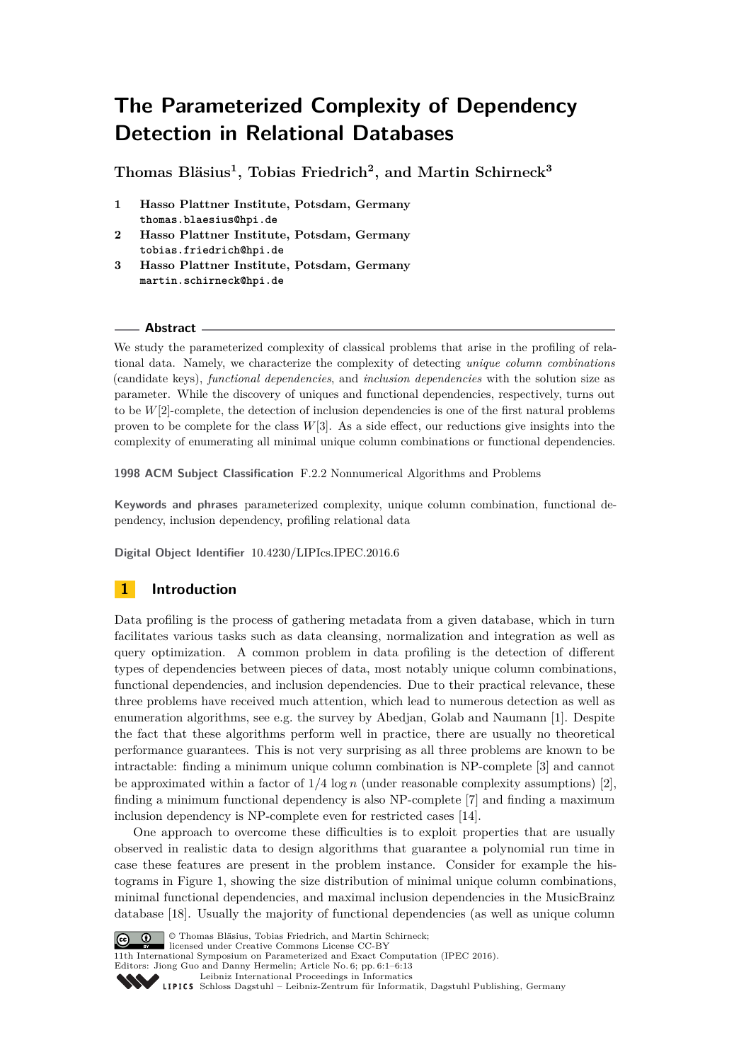# The Parameterized Complexity of Dependency Detection in Relational Databases

**Thomas Bläsius[1], Tobias Friedrich[2], and Martin Schirneck[3]**

1. **Hasso Plattner Institute, Potsdam, Germany**
   thomas.blaesius@hpi.de
2. **Hasso Plattner Institute, Potsdam, Germany**
   tobias.friedrich@hpi.de
3. **Hasso Plattner Institute, Potsdam, Germany**
   martin.schirneck@hpi.de

## Abstract

We study the parameterized complexity of classical problems that arise in the profiling of relational data. Namely, we characterize the complexity of detecting *unique column combinations* (candidate keys), *functional dependencies*, and *inclusion dependencies* with the solution size as parameter. While the discovery of uniques and functional dependencies, respectively, turns out to be $W[2]$-complete, the detection of inclusion dependencies is one of the first natural problems proven to be complete for the class $W[3]$. As a side effect, our reductions give insights into the complexity of enumerating all minimal unique column combinations or functional dependencies.

**1998 ACM Subject Classification** F.2.2 Nonnumerical Algorithms and Problems

**Keywords and phrases** parameterized complexity, unique column combination, functional dependency, inclusion dependency, profiling relational data

**Digital Object Identifier** 10.4230/LIPIcs.IPEC.2016.6

## 1 Introduction

Data profiling is the process of gathering metadata from a given database, which in turn facilitates various tasks such as data cleansing, normalization and integration as well as query optimization. A common problem in data profiling is the detection of different types of dependencies between pieces of data, most notably unique column combinations, functional dependencies, and inclusion dependencies. Due to their practical relevance, these three problems have received much attention, which lead to numerous detection as well as enumeration algorithms, see e.g. the survey by Abedjan, Golab and Naumann [1]. Despite the fact that these algorithms perform well in practice, there are usually no theoretical performance guarantees. This is not very surprising as all three problems are known to be intractable: finding a minimum unique column combination is NP-complete [3] and cannot be approximated within a factor of $1/4 \log n$ (under reasonable complexity assumptions) [2], finding a minimum functional dependency is also NP-complete [7] and finding a maximum inclusion dependency is NP-complete even for restricted cases [14].

One approach to overcome these difficulties is to exploit properties that are usually observed in realistic data to design algorithms that guarantee a polynomial run time in case these features are present in the problem instance. Consider for example the histograms in Figure 1, showing the size distribution of minimal unique column combinations, minimal functional dependencies, and maximal inclusion dependencies in the MusicBrainz database [18]. Usually the majority of functional dependencies (as well as unique column

© Thomas Bläsius, Tobias Friedrich, and Martin Schirneck;
licensed under Creative Commons License CC-BY
11th International Symposium on Parameterized and Exact Computation (IPEC 2016).
Editors: Jiong Guo and Danny Hermelin; Article No. 6; pp. 6:1–6:13
Leibniz International Proceedings in Informatics
Schloss Dagstuhl – Leibniz-Zentrum für Informatik, Dagstuhl Publishing, Germany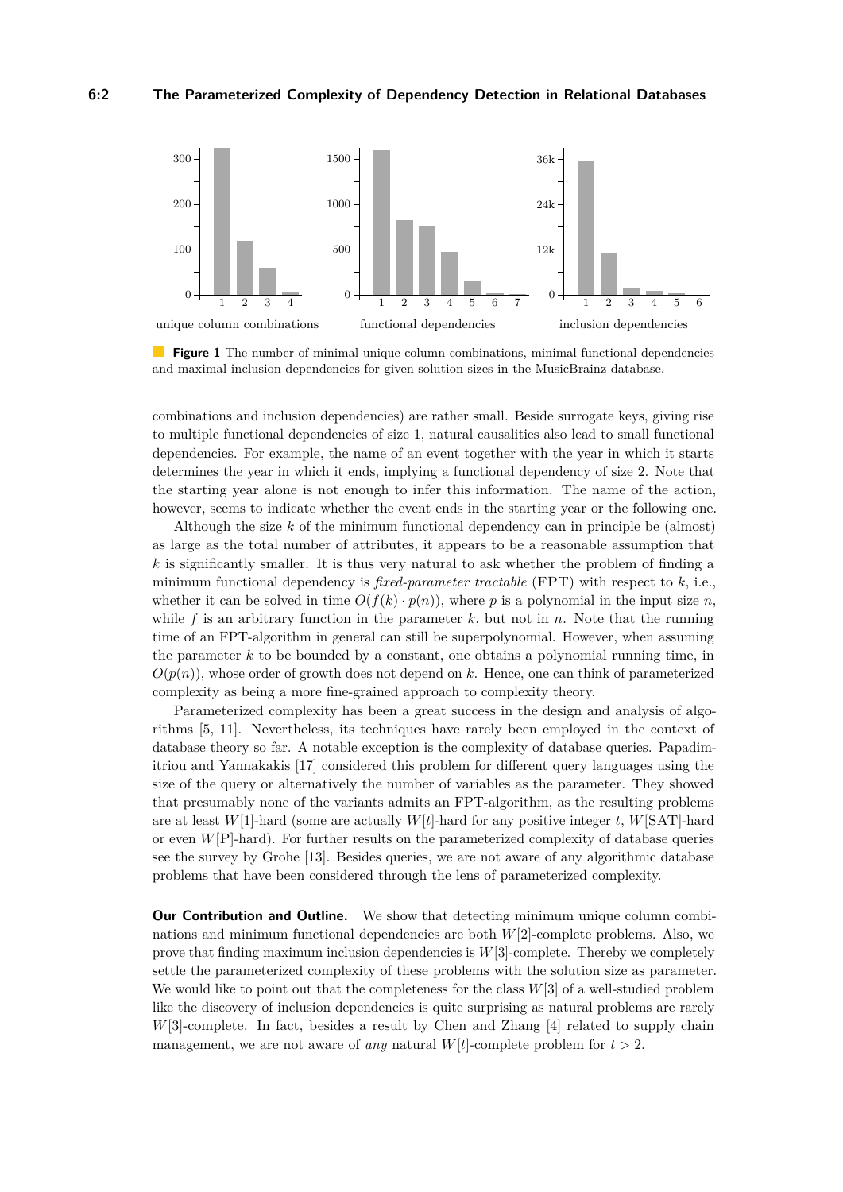**Figure 1** The number of minimal unique column combinations, minimal functional dependencies and maximal inclusion dependencies for given solution sizes in the MusicBrainz database.

combinations and inclusion dependencies) are rather small. Beside surrogate keys, giving rise to multiple functional dependencies of size 1, natural causalities also lead to small functional dependencies. For example, the name of an event together with the year in which it starts determines the year in which it ends, implying a functional dependency of size 2. Note that the starting year alone is not enough to infer this information. The name of the action, however, seems to indicate whether the event ends in the starting year or the following one.

Although the size $k$ of the minimum functional dependency can in principle be (almost) as large as the total number of attributes, it appears to be a reasonable assumption that $k$ is significantly smaller. It is thus very natural to ask whether the problem of finding a minimum functional dependency is *fixed-parameter tractable* (FPT) with respect to $k$, i.e., whether it can be solved in time $O(f(k) \cdot p(n))$, where $p$ is a polynomial in the input size $n$, while $f$ is an arbitrary function in the parameter $k$, but not in $n$. Note that the running time of an FPT-algorithm in general can still be superpolynomial. However, when assuming the parameter $k$ to be bounded by a constant, one obtains a polynomial running time, in $O(p(n))$, whose order of growth does not depend on $k$. Hence, one can think of parameterized complexity as being a more fine-grained approach to complexity theory.

Parameterized complexity has been a great success in the design and analysis of algorithms [5, 11]. Nevertheless, its techniques have rarely been employed in the context of database theory so far. A notable exception is the complexity of database queries. Papadimitriou and Yannakakis [17] considered this problem for different query languages using the size of the query or alternatively the number of variables as the parameter. They showed that presumably none of the variants admits an FPT-algorithm, as the resulting problems are at least $W[1]$-hard (some are actually $W[t]$-hard for any positive integer $t$, $W[\mathrm{SAT}]$-hard or even $W[\mathrm{P}]$-hard). For further results on the parameterized complexity of database queries see the survey by Grohe [13]. Besides queries, we are not aware of any algorithmic database problems that have been considered through the lens of parameterized complexity.

**Our Contribution and Outline.** We show that detecting minimum unique column combinations and minimum functional dependencies are both $W[2]$-complete problems. Also, we prove that finding maximum inclusion dependencies is $W[3]$-complete. Thereby we completely settle the parameterized complexity of these problems with the solution size as parameter. We would like to point out that the completeness for the class $W[3]$ of a well-studied problem like the discovery of inclusion dependencies is quite surprising as natural problems are rarely $W[3]$-complete. In fact, besides a result by Chen and Zhang [4] related to supply chain management, we are not aware of *any* natural $W[t]$-complete problem for $t > 2$.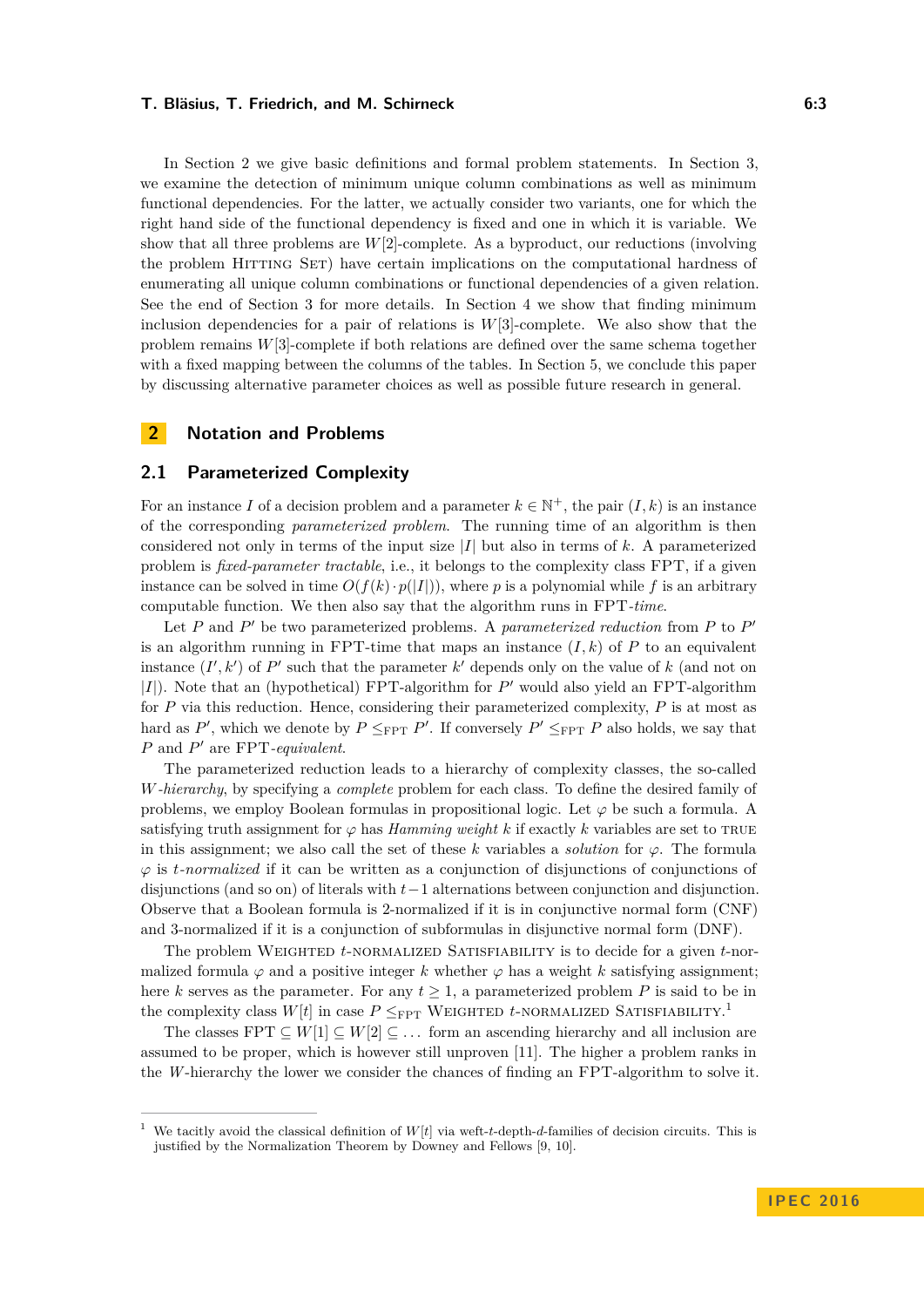In Section 2 we give basic definitions and formal problem statements. In Section 3, we examine the detection of minimum unique column combinations as well as minimum functional dependencies. For the latter, we actually consider two variants, one for which the right hand side of the functional dependency is fixed and one in which it is variable. We show that all three problems are $W[2]$-complete. As a byproduct, our reductions (involving the problem Hitting Set) have certain implications on the computational hardness of enumerating all unique column combinations or functional dependencies of a given relation. See the end of Section 3 for more details. In Section 4 we show that finding minimum inclusion dependencies for a pair of relations is $W[3]$-complete. We also show that the problem remains $W[3]$-complete if both relations are defined over the same schema together with a fixed mapping between the columns of the tables. In Section 5, we conclude this paper by discussing alternative parameter choices as well as possible future research in general.

## 2 Notation and Problems

### 2.1 Parameterized Complexity

For an instance $I$ of a decision problem and a parameter $k \in \mathbb{N}^+$, the pair $(I, k)$ is an instance of the corresponding *parameterized problem*. The running time of an algorithm is then considered not only in terms of the input size $|I|$ but also in terms of $k$. A parameterized problem is *fixed-parameter tractable*, i.e., it belongs to the complexity class FPT, if a given instance can be solved in time $O(f(k) \cdot p(|I|))$, where $p$ is a polynomial while $f$ is an arbitrary computable function. We then also say that the algorithm runs in FPT-*time*.

Let $P$ and $P'$ be two parameterized problems. A *parameterized reduction* from $P$ to $P'$ is an algorithm running in FPT-time that maps an instance $(I, k)$ of $P$ to an equivalent instance $(I', k')$ of $P'$ such that the parameter $k'$ depends only on the value of $k$ (and not on $|I|$). Note that an (hypothetical) FPT-algorithm for $P'$ would also yield an FPT-algorithm for $P$ via this reduction. Hence, considering their parameterized complexity, $P$ is at most as hard as $P'$, which we denote by $P \leq_{\text{FPT}} P'$. If conversely $P' \leq_{\text{FPT}} P$ also holds, we say that $P$ and $P'$ are FPT-*equivalent*.

The parameterized reduction leads to a hierarchy of complexity classes, the so-called *W-hierarchy*, by specifying a *complete* problem for each class. To define the desired family of problems, we employ Boolean formulas in propositional logic. Let $\varphi$ be such a formula. A satisfying truth assignment for $\varphi$ has *Hamming weight* $k$ if exactly $k$ variables are set to TRUE in this assignment; we also call the set of these $k$ variables a *solution* for $\varphi$. The formula $\varphi$ is *t-normalized* if it can be written as a conjunction of disjunctions of conjunctions of disjunctions (and so on) of literals with $t-1$ alternations between conjunction and disjunction. Observe that a Boolean formula is 2-normalized if it is in conjunctive normal form (CNF) and 3-normalized if it is a conjunction of subformulas in disjunctive normal form (DNF).

The problem Weighted $t$-normalized Satisfiability is to decide for a given $t$-normalized formula $\varphi$ and a positive integer $k$ whether $\varphi$ has a weight $k$ satisfying assignment; here $k$ serves as the parameter. For any $t \geq 1$, a parameterized problem $P$ is said to be in the complexity class $W[t]$ in case $P \leq_{\text{FPT}}$ Weighted $t$-normalized Satisfiability.[1]

The classes FPT $\subseteq W[1] \subseteq W[2] \subseteq \ldots$ form an ascending hierarchy and all inclusion are assumed to be proper, which is however still unproven [11]. The higher a problem ranks in the $W$-hierarchy the lower we consider the chances of finding an FPT-algorithm to solve it.

[1] We tacitly avoid the classical definition of $W[t]$ via weft-$t$-depth-$d$-families of decision circuits. This is justified by the Normalization Theorem by Downey and Fellows [9, 10].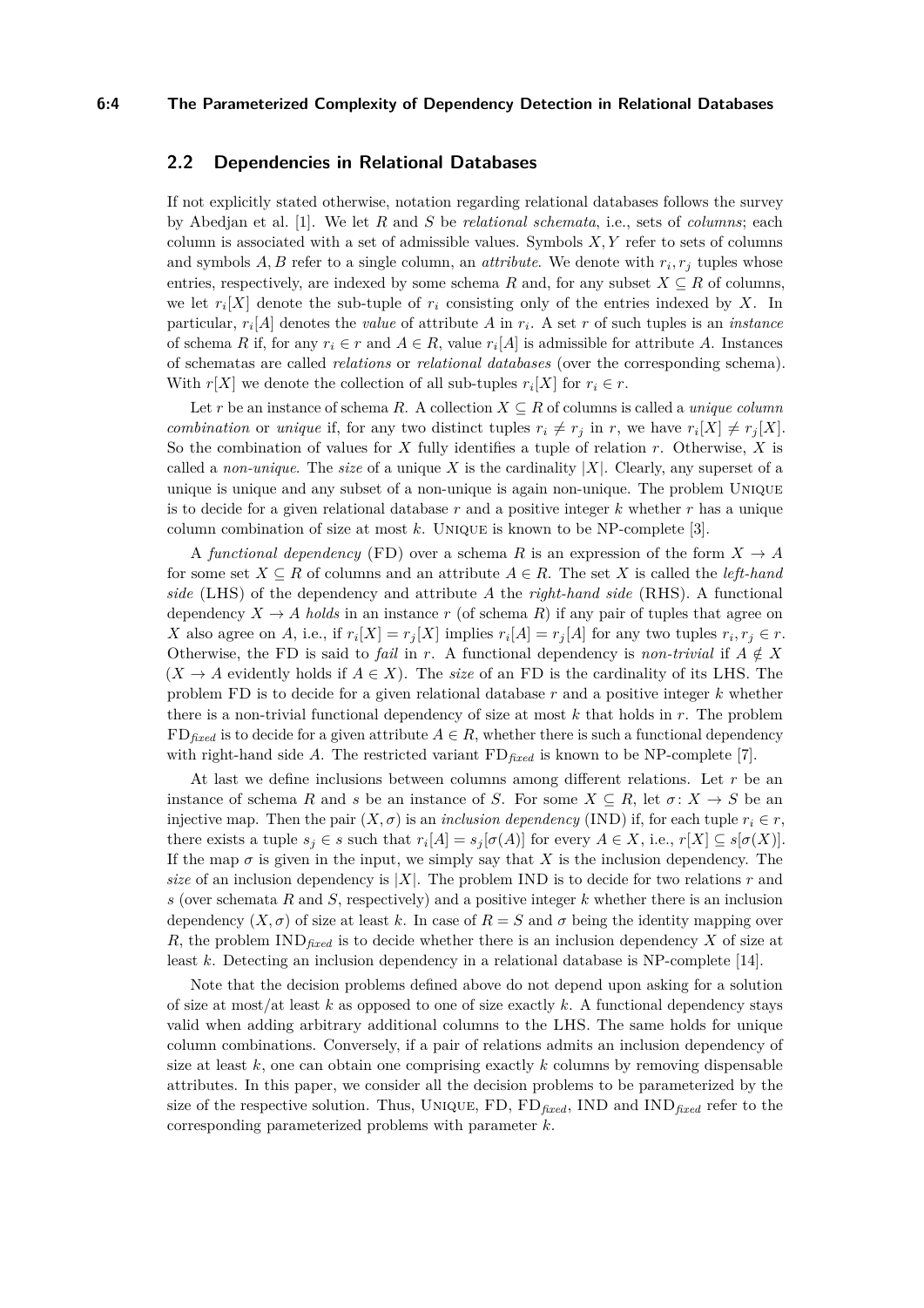## 2.2 Dependencies in Relational Databases

If not explicitly stated otherwise, notation regarding relational databases follows the survey by Abedjan et al. [1]. We let $R$ and $S$ be *relational schemata*, i.e., sets of *columns*; each column is associated with a set of admissible values. Symbols $X, Y$ refer to sets of columns and symbols $A, B$ refer to a single column, an *attribute*. We denote with $r_i, r_j$ tuples whose entries, respectively, are indexed by some schema $R$ and, for any subset $X \subseteq R$ of columns, we let $r_i[X]$ denote the sub-tuple of $r_i$ consisting only of the entries indexed by $X$. In particular, $r_i[A]$ denotes the *value* of attribute $A$ in $r_i$. A set $r$ of such tuples is an *instance* of schema $R$ if, for any $r_i \in r$ and $A \in R$, value $r_i[A]$ is admissible for attribute $A$. Instances of schematas are called *relations* or *relational databases* (over the corresponding schema). With $r[X]$ we denote the collection of all sub-tuples $r_i[X]$ for $r_i \in r$.

Let $r$ be an instance of schema $R$. A collection $X \subseteq R$ of columns is called a *unique column combination* or *unique* if, for any two distinct tuples $r_i \neq r_j$ in $r$, we have $r_i[X] \neq r_j[X]$. So the combination of values for $X$ fully identifies a tuple of relation $r$. Otherwise, $X$ is called a *non-unique*. The *size* of a unique $X$ is the cardinality $|X|$. Clearly, any superset of a unique is unique and any subset of a non-unique is again non-unique. The problem Unique is to decide for a given relational database $r$ and a positive integer $k$ whether $r$ has a unique column combination of size at most $k$. Unique is known to be NP-complete [3].

A *functional dependency* (FD) over a schema $R$ is an expression of the form $X \to A$ for some set $X \subseteq R$ of columns and an attribute $A \in R$. The set $X$ is called the *left-hand side* (LHS) of the dependency and attribute $A$ the *right-hand side* (RHS). A functional dependency $X \to A$ *holds* in an instance $r$ (of schema $R$) if any pair of tuples that agree on $X$ also agree on $A$, i.e., if $r_i[X] = r_j[X]$ implies $r_i[A] = r_j[A]$ for any two tuples $r_i, r_j \in r$. Otherwise, the FD is said to *fail* in $r$. A functional dependency is *non-trivial* if $A \notin X$ ($X \to A$ evidently holds if $A \in X$). The *size* of an FD is the cardinality of its LHS. The problem FD is to decide for a given relational database $r$ and a positive integer $k$ whether there is a non-trivial functional dependency of size at most $k$ that holds in $r$. The problem $\text{FD}_{\textit{fixed}}$ is to decide for a given attribute $A \in R$, whether there is such a functional dependency with right-hand side $A$. The restricted variant $\text{FD}_{\textit{fixed}}$ is known to be NP-complete [7].

At last we define inclusions between columns among different relations. Let $r$ be an instance of schema $R$ and $s$ be an instance of $S$. For some $X \subseteq R$, let $\sigma \colon X \to S$ be an injective map. Then the pair $(X, \sigma)$ is an *inclusion dependency* (IND) if, for each tuple $r_i \in r$, there exists a tuple $s_j \in s$ such that $r_i[A] = s_j[\sigma(A)]$ for every $A \in X$, i.e., $r[X] \subseteq s[\sigma(X)]$. If the map $\sigma$ is given in the input, we simply say that $X$ is the inclusion dependency. The *size* of an inclusion dependency is $|X|$. The problem IND is to decide for two relations $r$ and $s$ (over schemata $R$ and $S$, respectively) and a positive integer $k$ whether there is an inclusion dependency $(X, \sigma)$ of size at least $k$. In case of $R = S$ and $\sigma$ being the identity mapping over $R$, the problem $\text{IND}_{\textit{fixed}}$ is to decide whether there is an inclusion dependency $X$ of size at least $k$. Detecting an inclusion dependency in a relational database is NP-complete [14].

Note that the decision problems defined above do not depend upon asking for a solution of size at most/at least $k$ as opposed to one of size exactly $k$. A functional dependency stays valid when adding arbitrary additional columns to the LHS. The same holds for unique column combinations. Conversely, if a pair of relations admits an inclusion dependency of size at least $k$, one can obtain one comprising exactly $k$ columns by removing dispensable attributes. In this paper, we consider all the decision problems to be parameterized by the size of the respective solution. Thus, Unique, FD, $\text{FD}_{\textit{fixed}}$, IND and $\text{IND}_{\textit{fixed}}$ refer to the corresponding parameterized problems with parameter $k$.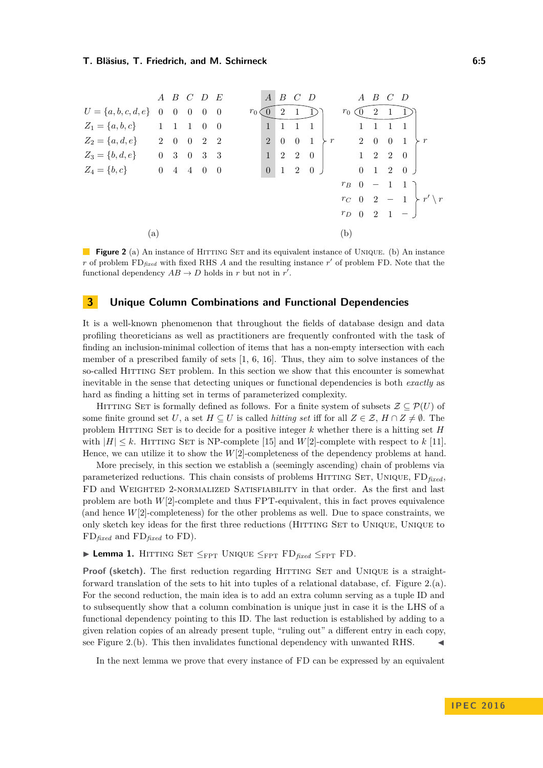|  | A | B | C | D | E |
|---|---|---|---|---|---|
| $U = \{a,b,c,d,e\}$ | 0 | 0 | 0 | 0 | 0 |
| $Z_1 = \{a,b,c\}$ | 1 | 1 | 1 | 0 | 0 |
| $Z_2 = \{a,d,e\}$ | 2 | 0 | 0 | 2 | 2 |
| $Z_3 = \{b,d,e\}$ | 0 | 3 | 0 | 3 | 3 |
| $Z_4 = \{b,c\}$ | 0 | 4 | 4 | 0 | 0 |

(a)

|  | A | B | C | D |  |
|---|---|---|---|---|---|
| $r_0$ | 0 | 2 | 1 | 1 | $r$ |
|  | 1 | 1 | 1 | 1 | $r$ |
|  | 2 | 0 | 0 | 1 | $r$ |
|  | 1 | 2 | 2 | 0 | $r$ |
|  | 0 | 1 | 2 | 0 | $r$ |

|  | A | B | C | D |  |
|---|---|---|---|---|---|
| $r_0$ | 0 | 2 | 1 | 1 | $r$ |
|  | 1 | 1 | 1 | 1 | $r$ |
|  | 2 | 0 | 0 | 1 | $r$ |
|  | 1 | 2 | 2 | 0 | $r$ |
|  | 0 | 1 | 2 | 0 | $r$ |
| $r_B$ | 0 | – | 1 | 1 | $r' \setminus r$ |
| $r_C$ | 0 | 2 | – | 1 | $r' \setminus r$ |
| $r_D$ | 0 | 2 | 1 | – | $r' \setminus r$ |

(b)

**Figure 2** (a) An instance of Hitting Set and its equivalent instance of Unique. (b) An instance $r$ of problem FD$_{fixed}$ with fixed RHS $A$ and the resulting instance $r'$ of problem FD. Note that the functional dependency $AB \to D$ holds in $r$ but not in $r'$.

## 3 Unique Column Combinations and Functional Dependencies

It is a well-known phenomenon that throughout the fields of database design and data profiling theoreticians as well as practitioners are frequently confronted with the task of finding an inclusion-minimal collection of items that has a non-empty intersection with each member of a prescribed family of sets [1, 6, 16]. Thus, they aim to solve instances of the so-called Hitting Set problem. In this section we show that this encounter is somewhat inevitable in the sense that detecting uniques or functional dependencies is both *exactly* as hard as finding a hitting set in terms of parameterized complexity.

Hitting Set is formally defined as follows. For a finite system of subsets $\mathcal{Z} \subseteq \mathcal{P}(U)$ of some finite ground set $U$, a set $H \subseteq U$ is called *hitting set* iff for all $Z \in \mathcal{Z}$, $H \cap Z \neq \emptyset$. The problem Hitting Set is to decide for a positive integer $k$ whether there is a hitting set $H$ with $|H| \leq k$. Hitting Set is NP-complete [15] and $W[2]$-complete with respect to $k$ [11]. Hence, we can utilize it to show the $W[2]$-completeness of the dependency problems at hand.

More precisely, in this section we establish a (seemingly ascending) chain of problems via parameterized reductions. This chain consists of problems Hitting Set, Unique, FD$_{fixed}$, FD and Weighted 2-normalized Satisfiability in that order. As the first and last problem are both $W[2]$-complete and thus FPT-equivalent, this in fact proves equivalence (and hence $W[2]$-completeness) for the other problems as well. Due to space constraints, we only sketch key ideas for the first three reductions (Hitting Set to Unique, Unique to FD$_{fixed}$ and FD$_{fixed}$ to FD).

▶ **Lemma 1.** Hitting Set $\leq_{\text{FPT}}$ Unique $\leq_{\text{FPT}}$ FD$_{fixed}$ $\leq_{\text{FPT}}$ FD.

**Proof (sketch).** The first reduction regarding Hitting Set and Unique is a straightforward translation of the sets to hit into tuples of a relational database, cf. Figure 2.(a). For the second reduction, the main idea is to add an extra column serving as a tuple ID and to subsequently show that a column combination is unique just in case it is the LHS of a functional dependency pointing to this ID. The last reduction is established by adding to a given relation copies of an already present tuple, "ruling out" a different entry in each copy, see Figure 2.(b). This then invalidates functional dependency with unwanted RHS. ◀

In the next lemma we prove that every instance of FD can be expressed by an equivalent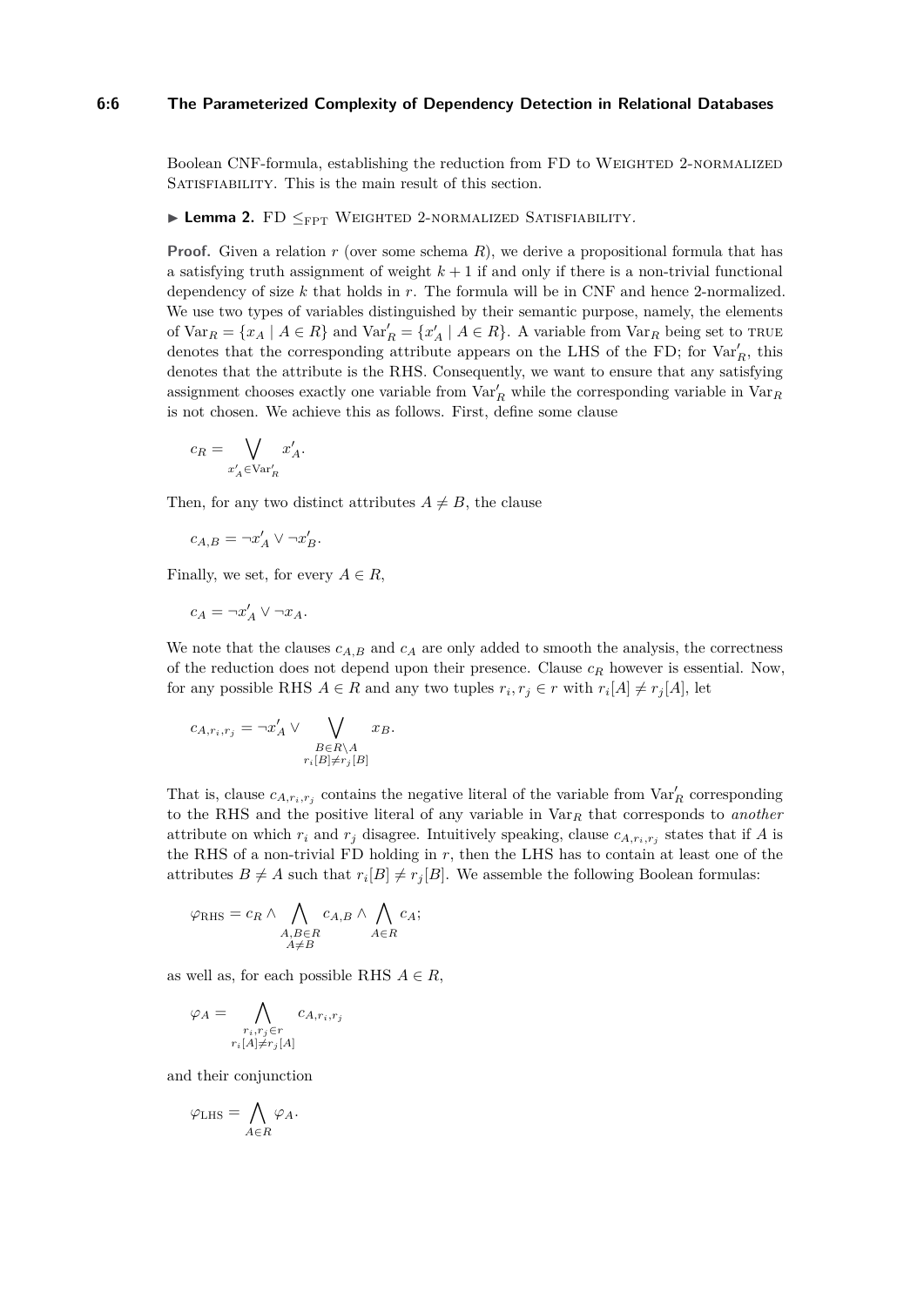Boolean CNF-formula, establishing the reduction from FD to Weighted 2-normalized Satisfiability. This is the main result of this section.

▶ **Lemma 2.** FD $\leq_{\text{FPT}}$ Weighted 2-normalized Satisfiability.

**Proof.** Given a relation $r$ (over some schema $R$), we derive a propositional formula that has a satisfying truth assignment of weight $k+1$ if and only if there is a non-trivial functional dependency of size $k$ that holds in $r$. The formula will be in CNF and hence 2-normalized. We use two types of variables distinguished by their semantic purpose, namely, the elements of $\text{Var}_R = \{x_A \mid A \in R\}$ and $\text{Var}'_R = \{x'_A \mid A \in R\}$. A variable from $\text{Var}_R$ being set to true denotes that the corresponding attribute appears on the LHS of the FD; for $\text{Var}'_R$, this denotes that the attribute is the RHS. Consequently, we want to ensure that any satisfying assignment chooses exactly one variable from $\text{Var}'_R$ while the corresponding variable in $\text{Var}_R$ is not chosen. We achieve this as follows. First, define some clause

$$c_R = \bigvee_{x'_A \in \text{Var}'_R} x'_A.$$

Then, for any two distinct attributes $A \neq B$, the clause

$$c_{A,B} = \neg x'_A \vee \neg x'_B.$$

Finally, we set, for every $A \in R$,

$$c_A = \neg x'_A \vee \neg x_A.$$

We note that the clauses $c_{A,B}$ and $c_A$ are only added to smooth the analysis, the correctness of the reduction does not depend upon their presence. Clause $c_R$ however is essential. Now, for any possible RHS $A \in R$ and any two tuples $r_i, r_j \in r$ with $r_i[A] \neq r_j[A]$, let

$$c_{A,r_i,r_j} = \neg x'_A \vee \bigvee_{\substack{B \in R \setminus A \\ r_i[B] \neq r_j[B]}} x_B.$$

That is, clause $c_{A,r_i,r_j}$ contains the negative literal of the variable from $\text{Var}'_R$ corresponding to the RHS and the positive literal of any variable in $\text{Var}_R$ that corresponds to *another* attribute on which $r_i$ and $r_j$ disagree. Intuitively speaking, clause $c_{A,r_i,r_j}$ states that if $A$ is the RHS of a non-trivial FD holding in $r$, then the LHS has to contain at least one of the attributes $B \neq A$ such that $r_i[B] \neq r_j[B]$. We assemble the following Boolean formulas:

$$\varphi_{\text{RHS}} = c_R \wedge \bigwedge_{\substack{A,B \in R \\ A \neq B}} c_{A,B} \wedge \bigwedge_{A \in R} c_A;$$

as well as, for each possible RHS $A \in R$,

$$\varphi_A = \bigwedge_{\substack{r_i, r_j \in r \\ r_i[A] \neq r_j[A]}} c_{A,r_i,r_j}$$

and their conjunction

$$\varphi_{\text{LHS}} = \bigwedge_{A \in R} \varphi_A.$$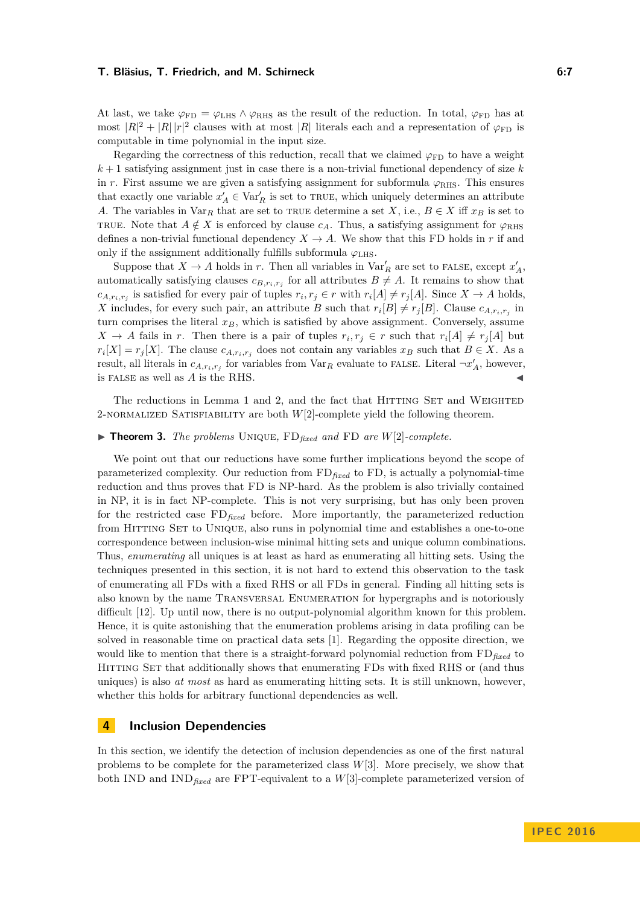At last, we take $\varphi_{\text{FD}} = \varphi_{\text{LHS}} \wedge \varphi_{\text{RHS}}$ as the result of the reduction. In total, $\varphi_{\text{FD}}$ has at most $|R|^2 + |R|\,|r|^2$ clauses with at most $|R|$ literals each and a representation of $\varphi_{\text{FD}}$ is computable in time polynomial in the input size.

Regarding the correctness of this reduction, recall that we claimed $\varphi_{\text{FD}}$ to have a weight $k+1$ satisfying assignment just in case there is a non-trivial functional dependency of size $k$ in $r$. First assume we are given a satisfying assignment for subformula $\varphi_{\text{RHS}}$. This ensures that exactly one variable $x'_A \in \text{Var}'_R$ is set to TRUE, which uniquely determines an attribute $A$. The variables in $\text{Var}_R$ that are set to TRUE determine a set $X$, i.e., $B \in X$ iff $x_B$ is set to TRUE. Note that $A \notin X$ is enforced by clause $c_A$. Thus, a satisfying assignment for $\varphi_{\text{RHS}}$ defines a non-trivial functional dependency $X \to A$. We show that this FD holds in $r$ if and only if the assignment additionally fulfills subformula $\varphi_{\text{LHS}}$.

Suppose that $X \to A$ holds in $r$. Then all variables in $\text{Var}'_R$ are set to FALSE, except $x'_A$, automatically satisfying clauses $c_{B,r_i,r_j}$ for all attributes $B \neq A$. It remains to show that $c_{A,r_i,r_j}$ is satisfied for every pair of tuples $r_i, r_j \in r$ with $r_i[A] \neq r_j[A]$. Since $X \to A$ holds, $X$ includes, for every such pair, an attribute $B$ such that $r_i[B] \neq r_j[B]$. Clause $c_{A,r_i,r_j}$ in turn comprises the literal $x_B$, which is satisfied by above assignment. Conversely, assume $X \to A$ fails in $r$. Then there is a pair of tuples $r_i, r_j \in r$ such that $r_i[A] \neq r_j[A]$ but $r_i[X] = r_j[X]$. The clause $c_{A,r_i,r_j}$ does not contain any variables $x_B$ such that $B \in X$. As a result, all literals in $c_{A,r_i,r_j}$ for variables from $\text{Var}_R$ evaluate to FALSE. Literal $\neg x'_A$, however, is FALSE as well as $A$ is the RHS. ◀

The reductions in Lemma 1 and 2, and the fact that HITTING SET and WEIGHTED 2-NORMALIZED SATISFIABILITY are both $W[2]$-complete yield the following theorem.

▶ **Theorem 3.** *The problems* UNIQUE*,* $\text{FD}_{\textit{fixed}}$ *and* FD *are* $W[2]$*-complete.*

We point out that our reductions have some further implications beyond the scope of parameterized complexity. Our reduction from $\text{FD}_{\textit{fixed}}$ to FD, is actually a polynomial-time reduction and thus proves that FD is NP-hard. As the problem is also trivially contained in NP, it is in fact NP-complete. This is not very surprising, but has only been proven for the restricted case $\text{FD}_{\textit{fixed}}$ before. More importantly, the parameterized reduction from HITTING SET to UNIQUE, also runs in polynomial time and establishes a one-to-one correspondence between inclusion-wise minimal hitting sets and unique column combinations. Thus, *enumerating* all uniques is at least as hard as enumerating all hitting sets. Using the techniques presented in this section, it is not hard to extend this observation to the task of enumerating all FDs with a fixed RHS or all FDs in general. Finding all hitting sets is also known by the name TRANSVERSAL ENUMERATION for hypergraphs and is notoriously difficult [12]. Up until now, there is no output-polynomial algorithm known for this problem. Hence, it is quite astonishing that the enumeration problems arising in data profiling can be solved in reasonable time on practical data sets [1]. Regarding the opposite direction, we would like to mention that there is a straight-forward polynomial reduction from $\text{FD}_{\textit{fixed}}$ to HITTING SET that additionally shows that enumerating FDs with fixed RHS or (and thus uniques) is also *at most* as hard as enumerating hitting sets. It is still unknown, however, whether this holds for arbitrary functional dependencies as well.

## 4 Inclusion Dependencies

In this section, we identify the detection of inclusion dependencies as one of the first natural problems to be complete for the parameterized class $W[3]$. More precisely, we show that both IND and $\text{IND}_{\textit{fixed}}$ are FPT-equivalent to a $W[3]$-complete parameterized version of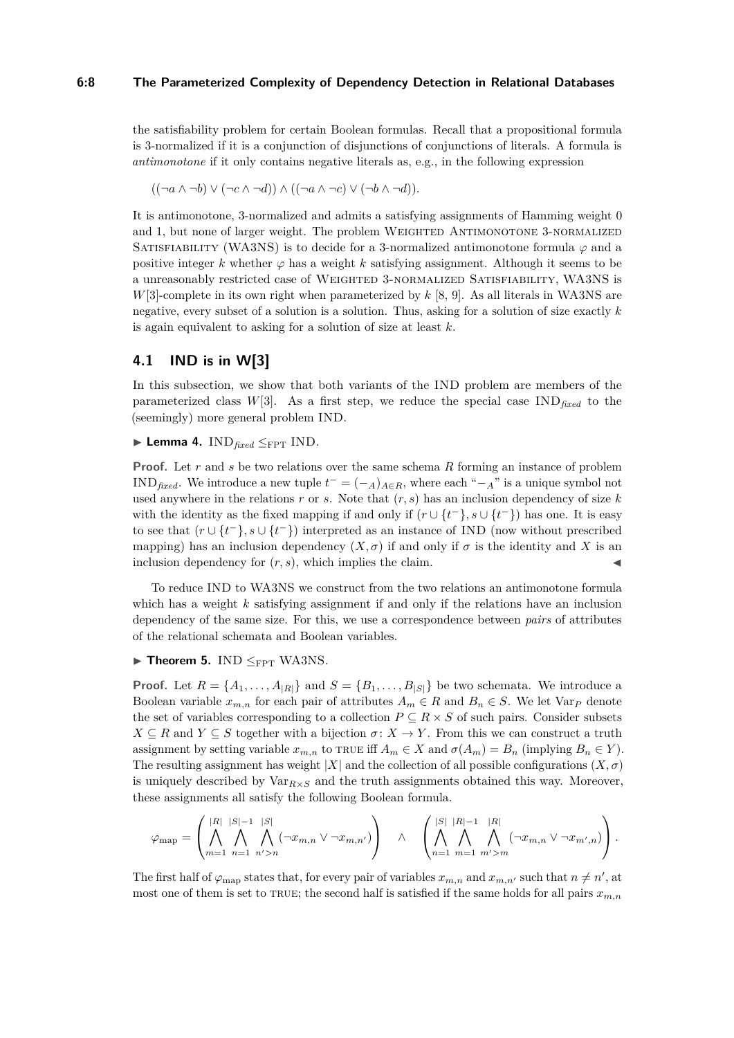the satisfiability problem for certain Boolean formulas. Recall that a propositional formula is 3-normalized if it is a conjunction of disjunctions of conjunctions of literals. A formula is *antimonotone* if it only contains negative literals as, e.g., in the following expression

$$((\neg a \wedge \neg b) \vee (\neg c \wedge \neg d)) \wedge ((\neg a \wedge \neg c) \vee (\neg b \wedge \neg d)).$$

It is antimonotone, 3-normalized and admits a satisfying assignments of Hamming weight 0 and 1, but none of larger weight. The problem Weighted Antimonotone 3-normalized Satisfiability (WA3NS) is to decide for a 3-normalized antimonotone formula $\varphi$ and a positive integer $k$ whether $\varphi$ has a weight $k$ satisfying assignment. Although it seems to be a unreasonably restricted case of Weighted 3-normalized Satisfiability, WA3NS is $W[3]$-complete in its own right when parameterized by $k$ [8, 9]. As all literals in WA3NS are negative, every subset of a solution is a solution. Thus, asking for a solution of size exactly $k$ is again equivalent to asking for a solution of size at least $k$.

## 4.1 IND is in W[3]

In this subsection, we show that both variants of the IND problem are members of the parameterized class $W[3]$. As a first step, we reduce the special case $\text{IND}_{\textit{fixed}}$ to the (seemingly) more general problem IND.

▶ **Lemma 4.** $\text{IND}_{\textit{fixed}} \leq_{\text{FPT}} \text{IND}$.

**Proof.** Let $r$ and $s$ be two relations over the same schema $R$ forming an instance of problem $\text{IND}_{\textit{fixed}}$. We introduce a new tuple $t^- = (-_A)_{A \in R}$, where each "$-_A$" is a unique symbol not used anywhere in the relations $r$ or $s$. Note that $(r, s)$ has an inclusion dependency of size $k$ with the identity as the fixed mapping if and only if $(r \cup \{t^-\}, s \cup \{t^-\})$ has one. It is easy to see that $(r \cup \{t^-\}, s \cup \{t^-\})$ interpreted as an instance of IND (now without prescribed mapping) has an inclusion dependency $(X, \sigma)$ if and only if $\sigma$ is the identity and $X$ is an inclusion dependency for $(r, s)$, which implies the claim. ◀

To reduce IND to WA3NS we construct from the two relations an antimonotone formula which has a weight $k$ satisfying assignment if and only if the relations have an inclusion dependency of the same size. For this, we use a correspondence between *pairs* of attributes of the relational schemata and Boolean variables.

▶ **Theorem 5.** $\text{IND} \leq_{\text{FPT}} \text{WA3NS}$.

**Proof.** Let $R = \{A_1, \dots, A_{|R|}\}$ and $S = \{B_1, \dots, B_{|S|}\}$ be two schemata. We introduce a Boolean variable $x_{m,n}$ for each pair of attributes $A_m \in R$ and $B_n \in S$. We let $\text{Var}_P$ denote the set of variables corresponding to a collection $P \subseteq R \times S$ of such pairs. Consider subsets $X \subseteq R$ and $Y \subseteq S$ together with a bijection $\sigma \colon X \to Y$. From this we can construct a truth assignment by setting variable $x_{m,n}$ to true iff $A_m \in X$ and $\sigma(A_m) = B_n$ (implying $B_n \in Y$). The resulting assignment has weight $|X|$ and the collection of all possible configurations $(X, \sigma)$ is uniquely described by $\text{Var}_{R \times S}$ and the truth assignments obtained this way. Moreover, these assignments all satisfy the following Boolean formula.

$$\varphi_{\text{map}} = \left( \bigwedge_{m=1}^{|R|} \bigwedge_{n=1}^{|S|-1} \bigwedge_{n'>n}^{|S|} (\neg x_{m,n} \vee \neg x_{m,n'}) \right) \quad \wedge \quad \left( \bigwedge_{n=1}^{|S|} \bigwedge_{m=1}^{|R|-1} \bigwedge_{m'>m}^{|R|} (\neg x_{m,n} \vee \neg x_{m',n}) \right).$$

The first half of $\varphi_{\text{map}}$ states that, for every pair of variables $x_{m,n}$ and $x_{m,n'}$ such that $n \neq n'$, at most one of them is set to true; the second half is satisfied if the same holds for all pairs $x_{m,n}$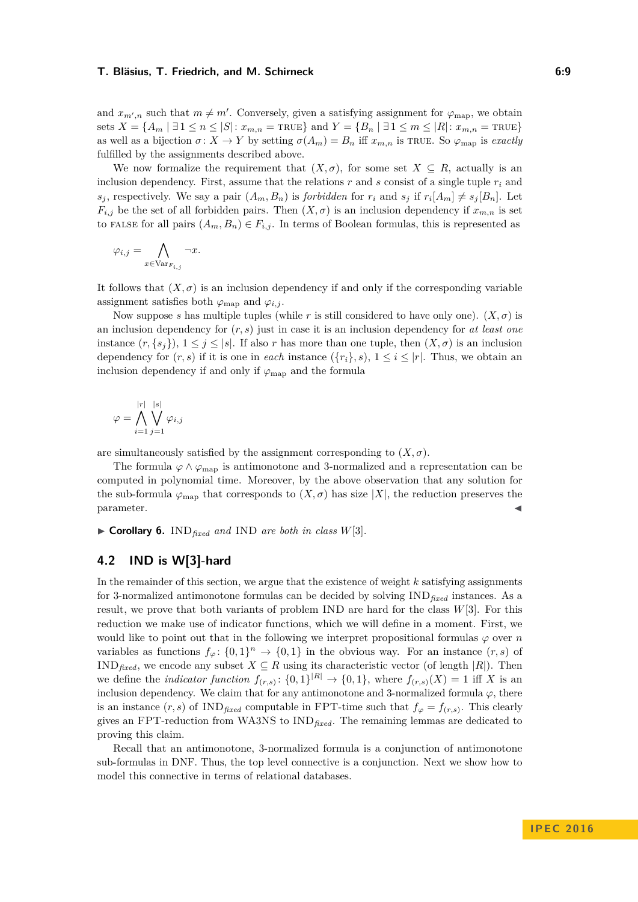and $x_{m',n}$ such that $m \neq m'$. Conversely, given a satisfying assignment for $\varphi_{\text{map}}$, we obtain sets $X = \{A_m \mid \exists 1 \leq n \leq |S| \colon x_{m,n} = \text{TRUE}\}$ and $Y = \{B_n \mid \exists 1 \leq m \leq |R| \colon x_{m,n} = \text{TRUE}\}$ as well as a bijection $\sigma \colon X \to Y$ by setting $\sigma(A_m) = B_n$ iff $x_{m,n}$ is TRUE. So $\varphi_{\text{map}}$ is *exactly* fulfilled by the assignments described above.

We now formalize the requirement that $(X, \sigma)$, for some set $X \subseteq R$, actually is an inclusion dependency. First, assume that the relations $r$ and $s$ consist of a single tuple $r_i$ and $s_j$, respectively. We say a pair $(A_m, B_n)$ is *forbidden* for $r_i$ and $s_j$ if $r_i[A_m] \neq s_j[B_n]$. Let $F_{i,j}$ be the set of all forbidden pairs. Then $(X, \sigma)$ is an inclusion dependency if $x_{m,n}$ is set to FALSE for all pairs $(A_m, B_n) \in F_{i,j}$. In terms of Boolean formulas, this is represented as

$$\varphi_{i,j} = \bigwedge_{x \in \text{Var}_{F_{i,j}}} \neg x.$$

It follows that $(X, \sigma)$ is an inclusion dependency if and only if the corresponding variable assignment satisfies both $\varphi_{\text{map}}$ and $\varphi_{i,j}$.

Now suppose $s$ has multiple tuples (while $r$ is still considered to have only one). $(X, \sigma)$ is an inclusion dependency for $(r, s)$ just in case it is an inclusion dependency for *at least one* instance $(r, \{s_j\})$, $1 \leq j \leq |s|$. If also $r$ has more than one tuple, then $(X, \sigma)$ is an inclusion dependency for $(r, s)$ if it is one in *each* instance $(\{r_i\}, s)$, $1 \leq i \leq |r|$. Thus, we obtain an inclusion dependency if and only if $\varphi_{\text{map}}$ and the formula

$$\varphi = \bigwedge_{i=1}^{|r|} \bigvee_{j=1}^{|s|} \varphi_{i,j}$$

are simultaneously satisfied by the assignment corresponding to $(X, \sigma)$.

The formula $\varphi \wedge \varphi_{\text{map}}$ is antimonotone and 3-normalized and a representation can be computed in polynomial time. Moreover, by the above observation that any solution for the sub-formula $\varphi_{\text{map}}$ that corresponds to $(X, \sigma)$ has size $|X|$, the reduction preserves the parameter. ◀

▶ **Corollary 6.** IND$_{\textit{fixed}}$ *and* IND *are both in class* $W[3]$.

## 4.2 IND is W[3]-hard

In the remainder of this section, we argue that the existence of weight $k$ satisfying assignments for 3-normalized antimonotone formulas can be decided by solving IND$_{\textit{fixed}}$ instances. As a result, we prove that both variants of problem IND are hard for the class $W[3]$. For this reduction we make use of indicator functions, which we will define in a moment. First, we would like to point out that in the following we interpret propositional formulas $\varphi$ over $n$ variables as functions $f_\varphi \colon \{0,1\}^n \to \{0,1\}$ in the obvious way. For an instance $(r, s)$ of IND$_{\textit{fixed}}$, we encode any subset $X \subseteq R$ using its characteristic vector (of length $|R|$). Then we define the *indicator function* $f_{(r,s)} \colon \{0,1\}^{|R|} \to \{0,1\}$, where $f_{(r,s)}(X) = 1$ iff $X$ is an inclusion dependency. We claim that for any antimonotone and 3-normalized formula $\varphi$, there is an instance $(r, s)$ of IND$_{\textit{fixed}}$ computable in FPT-time such that $f_\varphi = f_{(r,s)}$. This clearly gives an FPT-reduction from WA3NS to IND$_{\textit{fixed}}$. The remaining lemmas are dedicated to proving this claim.

Recall that an antimonotone, 3-normalized formula is a conjunction of antimonotone sub-formulas in DNF. Thus, the top level connective is a conjunction. Next we show how to model this connective in terms of relational databases.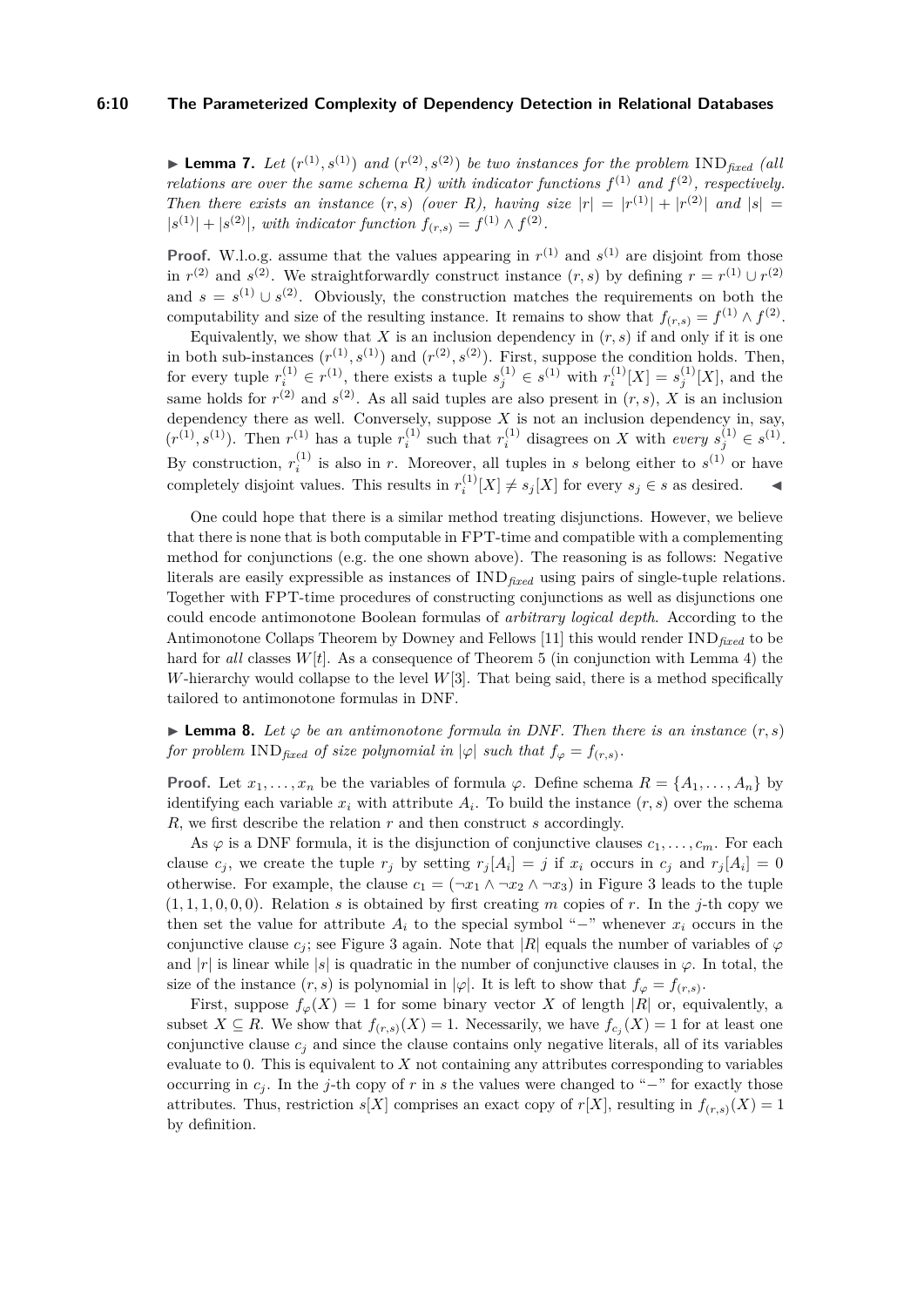**▶ Lemma 7.** *Let $(r^{(1)}, s^{(1)})$ and $(r^{(2)}, s^{(2)})$ be two instances for the problem* $\text{IND}_{\textit{fixed}}$ *(all relations are over the same schema $R$) with indicator functions $f^{(1)}$ and $f^{(2)}$, respectively. Then there exists an instance $(r, s)$ (over $R$), having size $|r| = |r^{(1)}| + |r^{(2)}|$ and $|s| = |s^{(1)}| + |s^{(2)}|$, with indicator function $f_{(r,s)} = f^{(1)} \wedge f^{(2)}$.*

**Proof.** W.l.o.g. assume that the values appearing in $r^{(1)}$ and $s^{(1)}$ are disjoint from those in $r^{(2)}$ and $s^{(2)}$. We straightforwardly construct instance $(r, s)$ by defining $r = r^{(1)} \cup r^{(2)}$ and $s = s^{(1)} \cup s^{(2)}$. Obviously, the construction matches the requirements on both the computability and size of the resulting instance. It remains to show that $f_{(r,s)} = f^{(1)} \wedge f^{(2)}$.

Equivalently, we show that $X$ is an inclusion dependency in $(r, s)$ if and only if it is one in both sub-instances $(r^{(1)}, s^{(1)})$ and $(r^{(2)}, s^{(2)})$. First, suppose the condition holds. Then, for every tuple $r_i^{(1)} \in r^{(1)}$, there exists a tuple $s_j^{(1)} \in s^{(1)}$ with $r_i^{(1)}[X] = s_j^{(1)}[X]$, and the same holds for $r^{(2)}$ and $s^{(2)}$ as well. As all said tuples are also present in $(r, s)$, $X$ is an inclusion dependency there as well. Conversely, suppose $X$ is not an inclusion dependency in, say, $(r^{(1)}, s^{(1)})$. Then $r^{(1)}$ has a tuple $r_i^{(1)}$ such that $r_i^{(1)}$ disagrees on $X$ with *every* $s_j^{(1)} \in s^{(1)}$. By construction, $r_i^{(1)}$ is also in $r$. Moreover, all tuples in $s$ belong either to $s^{(1)}$ or have completely disjoint values. This results in $r_i^{(1)}[X] \neq s_j[X]$ for every $s_j \in s$ as desired. ◀

One could hope that there is a similar method treating disjunctions. However, we believe that there is none that is both computable in FPT-time and compatible with a complementing method for conjunctions (e.g. the one shown above). The reasoning is as follows: Negative literals are easily expressible as instances of $\text{IND}_{\textit{fixed}}$ using pairs of single-tuple relations. Together with FPT-time procedures of constructing conjunctions as well as disjunctions one could encode antimonotone Boolean formulas of *arbitrary logical depth*. According to the Antimonotone Collaps Theorem by Downey and Fellows [11] this would render $\text{IND}_{\textit{fixed}}$ to be hard for *all* classes $W[t]$. As a consequence of Theorem 5 (in conjunction with Lemma 4) the $W$-hierarchy would collapse to the level $W[3]$. That being said, there is a method specifically tailored to antimonotone formulas in DNF.

**▶ Lemma 8.** *Let $\varphi$ be an antimonotone formula in DNF. Then there is an instance $(r, s)$ for problem* $\text{IND}_{\textit{fixed}}$ *of size polynomial in $|\varphi|$ such that $f_\varphi = f_{(r,s)}$.*

**Proof.** Let $x_1, \dots, x_n$ be the variables of formula $\varphi$. Define schema $R = \{A_1, \dots, A_n\}$ by identifying each variable $x_i$ with attribute $A_i$. To build the instance $(r, s)$ over the schema $R$, we first describe the relation $r$ and then construct $s$ accordingly.

As $\varphi$ is a DNF formula, it is the disjunction of conjunctive clauses $c_1, \dots, c_m$. For each clause $c_j$, we create the tuple $r_j$ by setting $r_j[A_i] = j$ if $x_i$ occurs in $c_j$ and $r_j[A_i] = 0$ otherwise. For example, the clause $c_1 = (\neg x_1 \wedge \neg x_2 \wedge \neg x_3)$ in Figure 3 leads to the tuple $(1, 1, 1, 0, 0, 0)$. Relation $s$ is obtained by first creating $m$ copies of $r$. In the $j$-th copy we then set the value for attribute $A_i$ to the special symbol "$-$" whenever $x_i$ occurs in the conjunctive clause $c_j$; see Figure 3 again. Note that $|R|$ equals the number of variables of $\varphi$ and $|r|$ is linear while $|s|$ is quadratic in the number of conjunctive clauses in $\varphi$. In total, the size of the instance $(r, s)$ is polynomial in $|\varphi|$. It is left to show that $f_\varphi = f_{(r,s)}$.

First, suppose $f_\varphi(X) = 1$ for some binary vector $X$ of length $|R|$ or, equivalently, a subset $X \subseteq R$. We show that $f_{(r,s)}(X) = 1$. Necessarily, we have $f_{c_j}(X) = 1$ for at least one conjunctive clause $c_j$ and since the clause contains only negative literals, all of its variables evaluate to 0. This is equivalent to $X$ not containing any attributes corresponding to variables occurring in $c_j$. In the $j$-th copy of $r$ in $s$ the values were changed to "$-$" for exactly those attributes. Thus, restriction $s[X]$ comprises an exact copy of $r[X]$, resulting in $f_{(r,s)}(X) = 1$ by definition.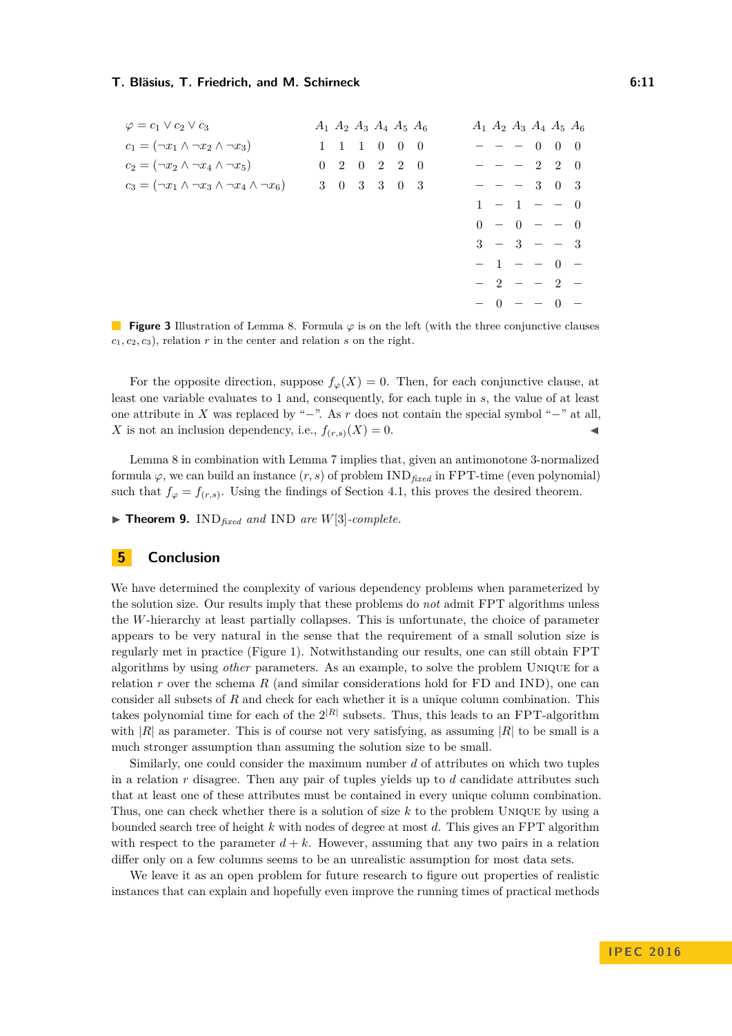$\varphi = c_1 \vee c_2 \vee c_3$

$c_1 = (\neg x_1 \wedge \neg x_2 \wedge \neg x_3)$

$c_2 = (\neg x_2 \wedge \neg x_4 \wedge \neg x_5)$

$c_3 = (\neg x_1 \wedge \neg x_3 \wedge \neg x_4 \wedge \neg x_6)$

Relation $r$:

| $A_1$ | $A_2$ | $A_3$ | $A_4$ | $A_5$ | $A_6$ |
|---|---|---|---|---|---|
| 1 | 1 | 1 | 0 | 0 | 0 |
| 0 | 2 | 0 | 2 | 2 | 0 |
| 3 | 0 | 3 | 3 | 0 | 3 |

Relation $s$:

| $A_1$ | $A_2$ | $A_3$ | $A_4$ | $A_5$ | $A_6$ |
|---|---|---|---|---|---|
| − | − | − | 0 | 0 | 0 |
| − | − | − | 2 | 2 | 0 |
| − | − | − | 3 | 0 | 3 |
| 1 | − | 1 | − | − | 0 |
| 0 | − | 0 | − | − | 0 |
| 3 | − | 3 | − | − | 3 |
| − | 1 | − | − | 0 | − |
| − | 2 | − | − | 2 | − |
| − | 0 | − | − | 0 | − |

**Figure 3** Illustration of Lemma 8. Formula $\varphi$ is on the left (with the three conjunctive clauses $c_1, c_2, c_3$), relation $r$ in the center and relation $s$ on the right.

For the opposite direction, suppose $f_\varphi(X) = 0$. Then, for each conjunctive clause, at least one variable evaluates to 1 and, consequently, for each tuple in $s$, the value of at least one attribute in $X$ was replaced by "−". As $r$ does not contain the special symbol "−" at all, $X$ is not an inclusion dependency, i.e., $f_{(r,s)}(X) = 0$. ◀

Lemma 8 in combination with Lemma 7 implies that, given an antimonotone 3-normalized formula $\varphi$, we can build an instance $(r, s)$ of problem $\text{IND}_{\mathit{fixed}}$ in FPT-time (even polynomial) such that $f_\varphi = f_{(r,s)}$. Using the findings of Section 4.1, this proves the desired theorem.

▶ **Theorem 9.** *$\text{IND}_{\mathit{fixed}}$ and IND are $W[3]$-complete.*

## 5 Conclusion

We have determined the complexity of various dependency problems when parameterized by the solution size. Our results imply that these problems do *not* admit FPT algorithms unless the $W$-hierarchy at least partially collapses. This is unfortunate, the choice of parameter appears to be very natural in the sense that the requirement of a small solution size is regularly met in practice (Figure 1). Notwithstanding our results, one can still obtain FPT algorithms by using *other* parameters. As an example, to solve the problem UNIQUE for a relation $r$ over the schema $R$ (and similar considerations hold for FD and IND), one can consider all subsets of $R$ and check for each whether it is a unique column combination. This takes polynomial time for each of the $2^{|R|}$ subsets. Thus, this leads to an FPT-algorithm with $|R|$ as parameter. This is of course not very satisfying, as assuming $|R|$ to be small is a much stronger assumption than assuming the solution size to be small.

Similarly, one could consider the maximum number $d$ of attributes on which two tuples in a relation $r$ disagree. Then any pair of tuples yields up to $d$ candidate attributes such that at least one of these attributes must be contained in every unique column combination. Thus, one can check whether there is a solution of size $k$ to the problem UNIQUE by using a bounded search tree of height $k$ with nodes of degree at most $d$. This gives an FPT algorithm with respect to the parameter $d + k$. However, assuming that any two pairs in a relation differ only on a few columns seems to be an unrealistic assumption for most data sets.

We leave it as an open problem for future research to figure out properties of realistic instances that can explain and hopefully even improve the running times of practical methods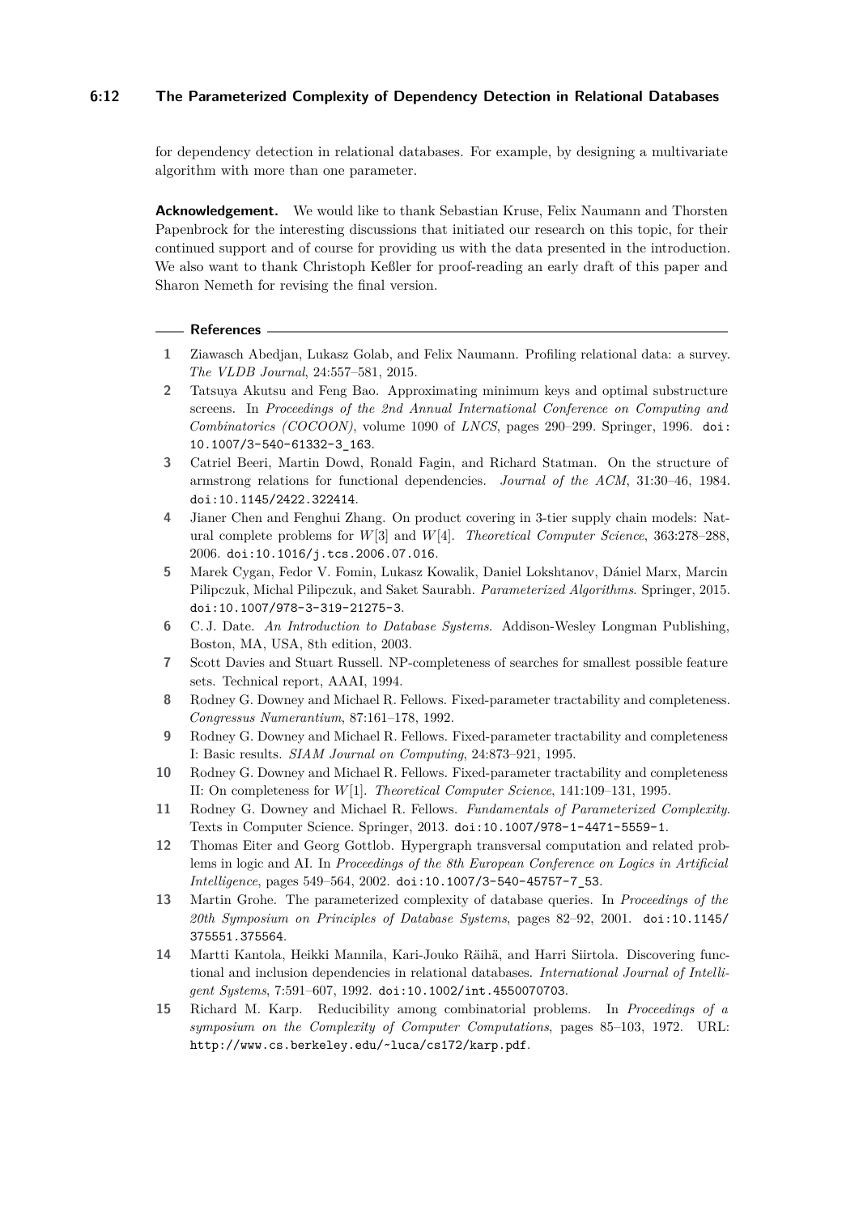for dependency detection in relational databases. For example, by designing a multivariate algorithm with more than one parameter.

**Acknowledgement.** We would like to thank Sebastian Kruse, Felix Naumann and Thorsten Papenbrock for the interesting discussions that initiated our research on this topic, for their continued support and of course for providing us with the data presented in the introduction. We also want to thank Christoph Keßler for proof-reading an early draft of this paper and Sharon Nemeth for revising the final version.

## References

1. Ziawasch Abedjan, Lukasz Golab, and Felix Naumann. Profiling relational data: a survey. *The VLDB Journal*, 24:557–581, 2015.
2. Tatsuya Akutsu and Feng Bao. Approximating minimum keys and optimal substructure screens. In *Proceedings of the 2nd Annual International Conference on Computing and Combinatorics (COCOON)*, volume 1090 of *LNCS*, pages 290–299. Springer, 1996. doi:10.1007/3-540-61332-3_163.
3. Catriel Beeri, Martin Dowd, Ronald Fagin, and Richard Statman. On the structure of armstrong relations for functional dependencies. *Journal of the ACM*, 31:30–46, 1984. doi:10.1145/2422.322414.
4. Jianer Chen and Fenghui Zhang. On product covering in 3-tier supply chain models: Natural complete problems for $W[3]$ and $W[4]$. *Theoretical Computer Science*, 363:278–288, 2006. doi:10.1016/j.tcs.2006.07.016.
5. Marek Cygan, Fedor V. Fomin, Lukasz Kowalik, Daniel Lokshtanov, Dániel Marx, Marcin Pilipczuk, Michal Pilipczuk, and Saket Saurabh. *Parameterized Algorithms*. Springer, 2015. doi:10.1007/978-3-319-21275-3.
6. C. J. Date. *An Introduction to Database Systems*. Addison-Wesley Longman Publishing, Boston, MA, USA, 8th edition, 2003.
7. Scott Davies and Stuart Russell. NP-completeness of searches for smallest possible feature sets. Technical report, AAAI, 1994.
8. Rodney G. Downey and Michael R. Fellows. Fixed-parameter tractability and completeness. *Congressus Numerantium*, 87:161–178, 1992.
9. Rodney G. Downey and Michael R. Fellows. Fixed-parameter tractability and completeness I: Basic results. *SIAM Journal on Computing*, 24:873–921, 1995.
10. Rodney G. Downey and Michael R. Fellows. Fixed-parameter tractability and completeness II: On completeness for $W[1]$. *Theoretical Computer Science*, 141:109–131, 1995.
11. Rodney G. Downey and Michael R. Fellows. *Fundamentals of Parameterized Complexity*. Texts in Computer Science. Springer, 2013. doi:10.1007/978-1-4471-5559-1.
12. Thomas Eiter and Georg Gottlob. Hypergraph transversal computation and related problems in logic and AI. In *Proceedings of the 8th European Conference on Logics in Artificial Intelligence*, pages 549–564, 2002. doi:10.1007/3-540-45757-7_53.
13. Martin Grohe. The parameterized complexity of database queries. In *Proceedings of the 20th Symposium on Principles of Database Systems*, pages 82–92, 2001. doi:10.1145/375551.375564.
14. Martti Kantola, Heikki Mannila, Kari-Jouko Räihä, and Harri Siirtola. Discovering functional and inclusion dependencies in relational databases. *International Journal of Intelligent Systems*, 7:591–607, 1992. doi:10.1002/int.4550070703.
15. Richard M. Karp. Reducibility among combinatorial problems. In *Proceedings of a symposium on the Complexity of Computer Computations*, pages 85–103, 1972. URL: http://www.cs.berkeley.edu/~luca/cs172/karp.pdf.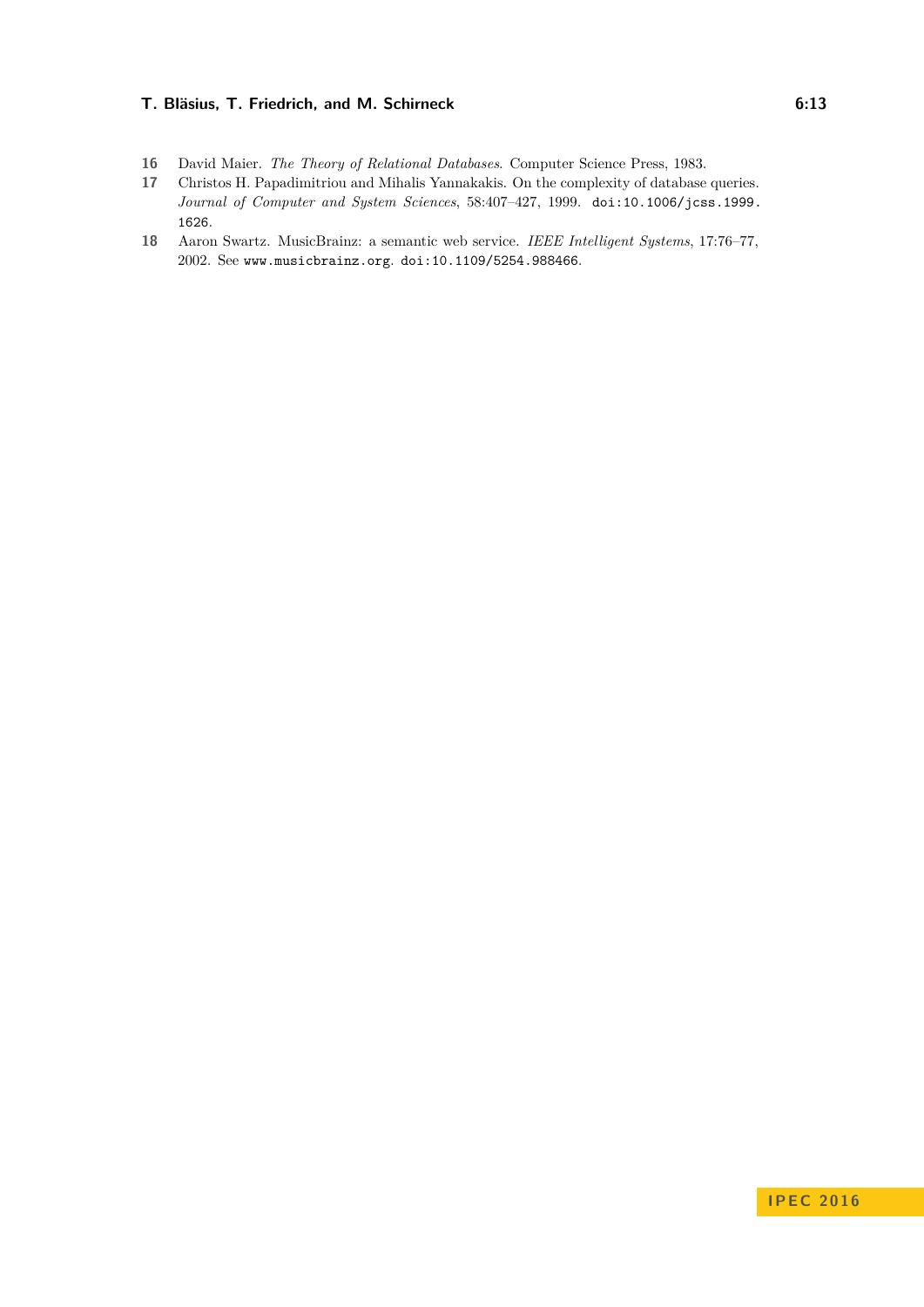16 David Maier. *The Theory of Relational Databases*. Computer Science Press, 1983.

17 Christos H. Papadimitriou and Mihalis Yannakakis. On the complexity of database queries. *Journal of Computer and System Sciences*, 58:407–427, 1999. doi:10.1006/jcss.1999.1626.

18 Aaron Swartz. MusicBrainz: a semantic web service. *IEEE Intelligent Systems*, 17:76–77, 2002. See www.musicbrainz.org. doi:10.1109/5254.988466.